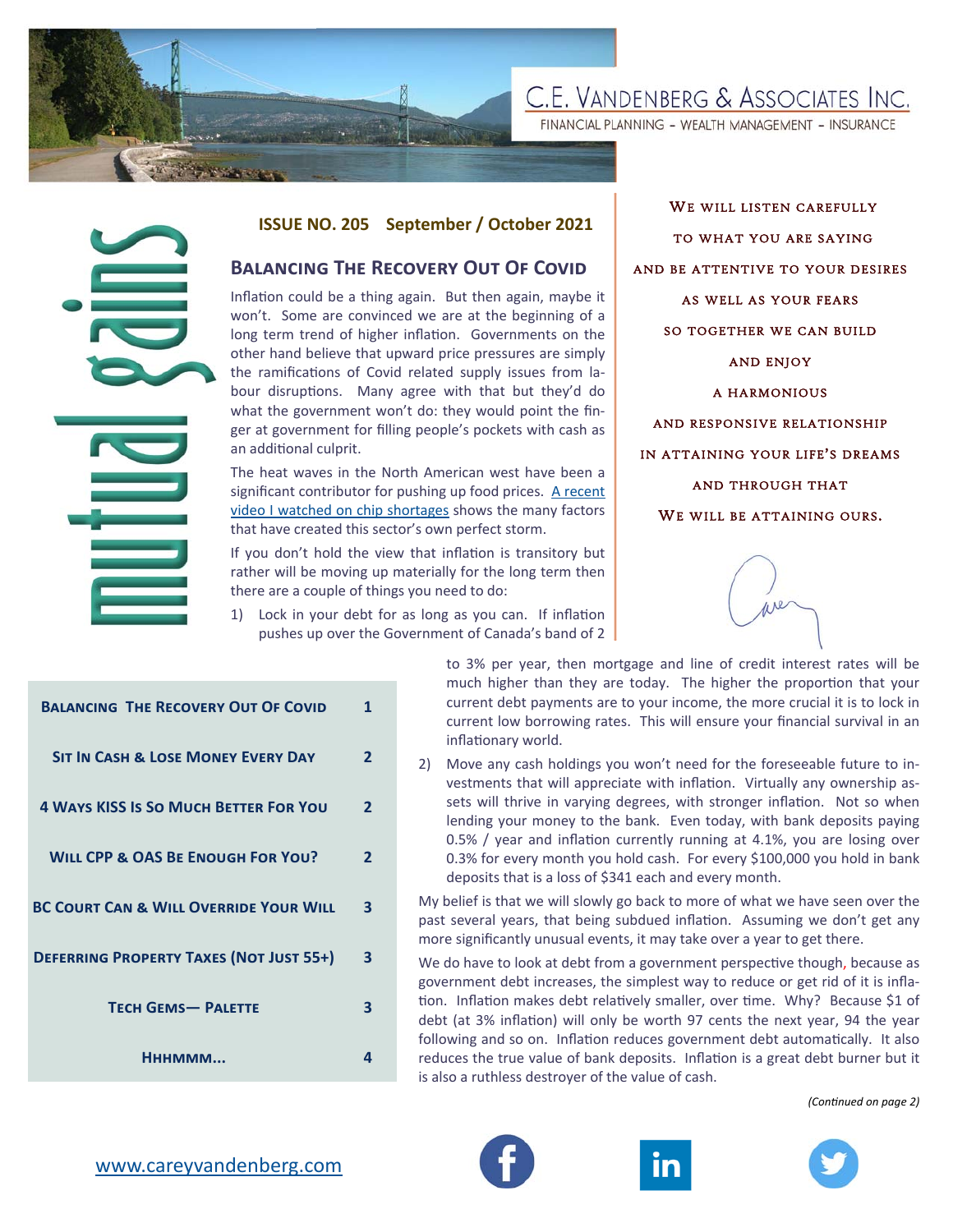# C.E. Vandenberg & Associates Inc.

FINANCIAL PLANNING - WEALTH MANAGEMENT - INSURANCE

mutual gains

**ISSUE NO. 205 September / October 2021**

## Balancing The Recovery Out Of Covid

Inflation could be a thing again. But then again, maybe it won't. Some are convinced we are at the beginning of a long term trend of higher inflation. Governments on the other hand believe that upward price pressures are simply the ramifications of Covid related supply issues from labour disruptions. Many agree with that but they'd do what the government won't do: they would point the finger at government for filling people's pockets with cash as an additional culprit.

The heat waves in the North American west have been a significant contributor for pushing up food prices. A recent video I watched on chip shortages shows the many factors that have created this sector's own perfect storm.

If you don't hold the view that inflation is transitory but rather will be moving up materially for the long term then there are a couple of things you need to do:

1) Lock in your debt for as long as you can. If inflation pushes up over the Government of Canada's band of 2 to 3% per year, then mortgage and line of credit interest rates will be much higher than they are today. The higher the proportion that your current debt payments are to your income, the more crucial it is to lock in current low borrowing rates. This will ensure your financial survival in an inflationary world.

2) Move any cash holdings you won't need for the foreseeable future to investments that will appreciate with inflation. Virtually any ownership assets will thrive in varying degrees, with stronger inflation. Not so when lending your money to the bank. Even today, with bank deposits paying 0.5% / year and inflation currently running at 4.1%, you are losing over 0.3% for every month you hold cash. For every $100,000 you hold in bank deposits that is a loss of $341 each and every month.

My belief is that we will slowly go back to more of what we have seen over the past several years, that being subdued inflation. Assuming we don't get any more significantly unusual events, it may take over a year to get there.

We do have to look at debt from a government perspective though, because as government debt increases, the simplest way to reduce or get rid of it is inflation. Inflation makes debt relatively smaller, over time. Why? Because $1 of debt (at 3% inflation) will only be worth 97 cents the next year, 94 the year following and so on. Inflation reduces government debt automatically. It also reduces the true value of bank deposits. Inflation is a great debt burner but it is also a ruthless destroyer of the value of cash.

*(Continued on page 2)*

We will listen carefully to what you are saying and be attentive to your desires as well as your fears so together we can build and enjoy a harmonious and responsive relationship in attaining your life's dreams and through that we will be attaining ours.

Carey

| | |
|---|---|
| **Balancing The Recovery Out Of Covid** | 1 |
| **Sit In Cash & Lose Money Every Day** | 2 |
| **4 Ways KISS Is So Much Better For You** | 2 |
| **Will CPP & OAS Be Enough For You?** | 2 |
| **BC Court Can & Will Override Your Will** | 3 |
| **Deferring Property Taxes (Not Just 55+)** | 3 |
| **Tech Gems— Palette** | 3 |
| **Hhhmmm...** | 4 |

www.careyvandenberg.com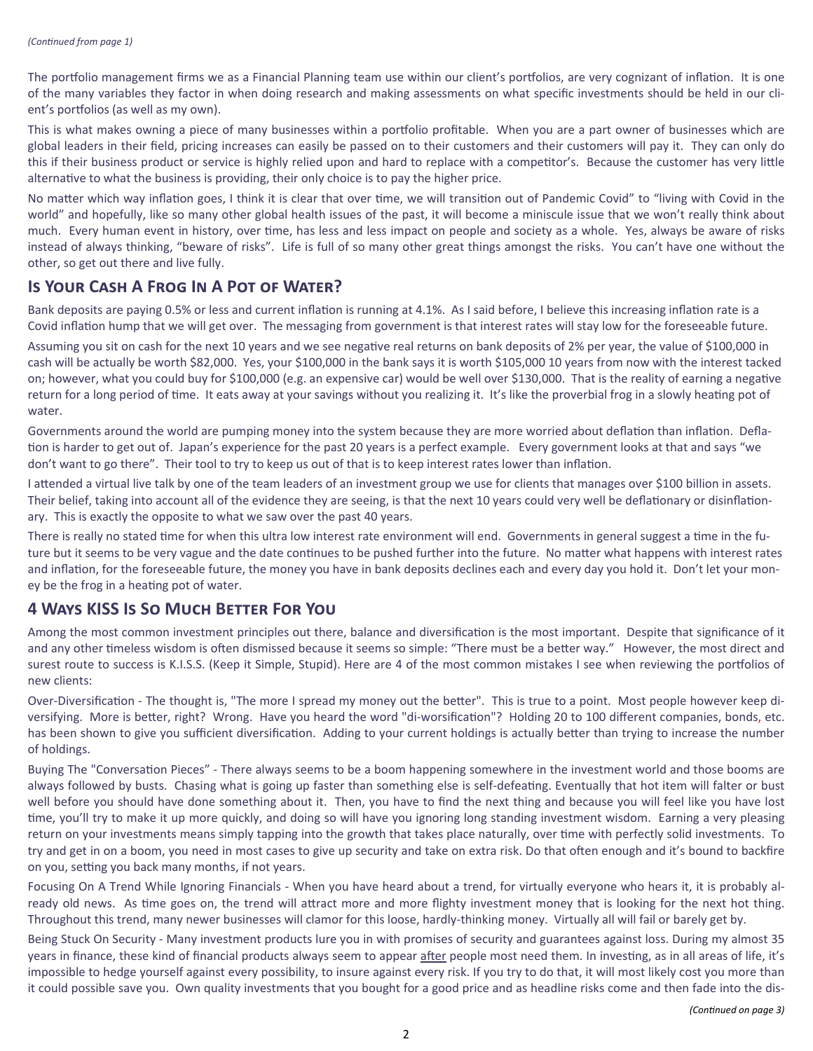*(Continued from page 1)*

The portfolio management firms we as a Financial Planning team use within our client's portfolios, are very cognizant of inflation. It is one of the many variables they factor in when doing research and making assessments on what specific investments should be held in our client's portfolios (as well as my own).

This is what makes owning a piece of many businesses within a portfolio profitable. When you are a part owner of businesses which are global leaders in their field, pricing increases can easily be passed on to their customers and their customers will pay it. They can only do this if their business product or service is highly relied upon and hard to replace with a competitor's. Because the customer has very little alternative to what the business is providing, their only choice is to pay the higher price.

No matter which way inflation goes, I think it is clear that over time, we will transition out of Pandemic Covid" to "living with Covid in the world" and hopefully, like so many other global health issues of the past, it will become a miniscule issue that we won't really think about much. Every human event in history, over time, has less and less impact on people and society as a whole. Yes, always be aware of risks instead of always thinking, "beware of risks". Life is full of so many other great things amongst the risks. You can't have one without the other, so get out there and live fully.

## Is Your Cash A Frog In A Pot of Water?

Bank deposits are paying 0.5% or less and current inflation is running at 4.1%. As I said before, I believe this increasing inflation rate is a Covid inflation hump that we will get over. The messaging from government is that interest rates will stay low for the foreseeable future.

Assuming you sit on cash for the next 10 years and we see negative real returns on bank deposits of 2% per year, the value of $100,000 in cash will be actually be worth $82,000. Yes, your $100,000 in the bank says it is worth $105,000 10 years from now with the interest tacked on; however, what you could buy for $100,000 (e.g. an expensive car) would be well over $130,000. That is the reality of earning a negative return for a long period of time. It eats away at your savings without you realizing it. It's like the proverbial frog in a slowly heating pot of water.

Governments around the world are pumping money into the system because they are more worried about deflation than inflation. Deflation is harder to get out of. Japan's experience for the past 20 years is a perfect example. Every government looks at that and says "we don't want to go there". Their tool to try to keep us out of that is to keep interest rates lower than inflation.

I attended a virtual live talk by one of the team leaders of an investment group we use for clients that manages over $100 billion in assets. Their belief, taking into account all of the evidence they are seeing, is that the next 10 years could very well be deflationary or disinflationary. This is exactly the opposite to what we saw over the past 40 years.

There is really no stated time for when this ultra low interest rate environment will end. Governments in general suggest a time in the future but it seems to be very vague and the date continues to be pushed further into the future. No matter what happens with interest rates and inflation, for the foreseeable future, the money you have in bank deposits declines each and every day you hold it. Don't let your money be the frog in a heating pot of water.

## 4 Ways KISS Is So Much Better For You

Among the most common investment principles out there, balance and diversification is the most important. Despite that significance of it and any other timeless wisdom is often dismissed because it seems so simple: "There must be a better way." However, the most direct and surest route to success is K.I.S.S. (Keep it Simple, Stupid). Here are 4 of the most common mistakes I see when reviewing the portfolios of new clients:

Over-Diversification - The thought is, "The more I spread my money out the better". This is true to a point. Most people however keep diversifying. More is better, right? Wrong. Have you heard the word "di-worsification"? Holding 20 to 100 different companies, bonds, etc. has been shown to give you sufficient diversification. Adding to your current holdings is actually better than trying to increase the number of holdings.

Buying The "Conversation Pieces" - There always seems to be a boom happening somewhere in the investment world and those booms are always followed by busts. Chasing what is going up faster than something else is self-defeating. Eventually that hot item will falter or bust well before you should have done something about it. Then, you have to find the next thing and because you will feel like you have lost time, you'll try to make it up more quickly, and doing so will have you ignoring long standing investment wisdom. Earning a very pleasing return on your investments means simply tapping into the growth that takes place naturally, over time with perfectly solid investments. To try and get in on a boom, you need in most cases to give up security and take on extra risk. Do that often enough and it's bound to backfire on you, setting you back many months, if not years.

Focusing On A Trend While Ignoring Financials - When you have heard about a trend, for virtually everyone who hears it, it is probably already old news. As time goes on, the trend will attract more and more flighty investment money that is looking for the next hot thing. Throughout this trend, many newer businesses will clamor for this loose, hardly-thinking money. Virtually all will fail or barely get by.

Being Stuck On Security - Many investment products lure you in with promises of security and guarantees against loss. During my almost 35 years in finance, these kind of financial products always seem to appear after people most need them. In investing, as in all areas of life, it's impossible to hedge yourself against every possibility, to insure against every risk. If you try to do that, it will most likely cost you more than it could possible save you. Own quality investments that you bought for a good price and as headline risks come and then fade into the dis-

*(Continued on page 3)*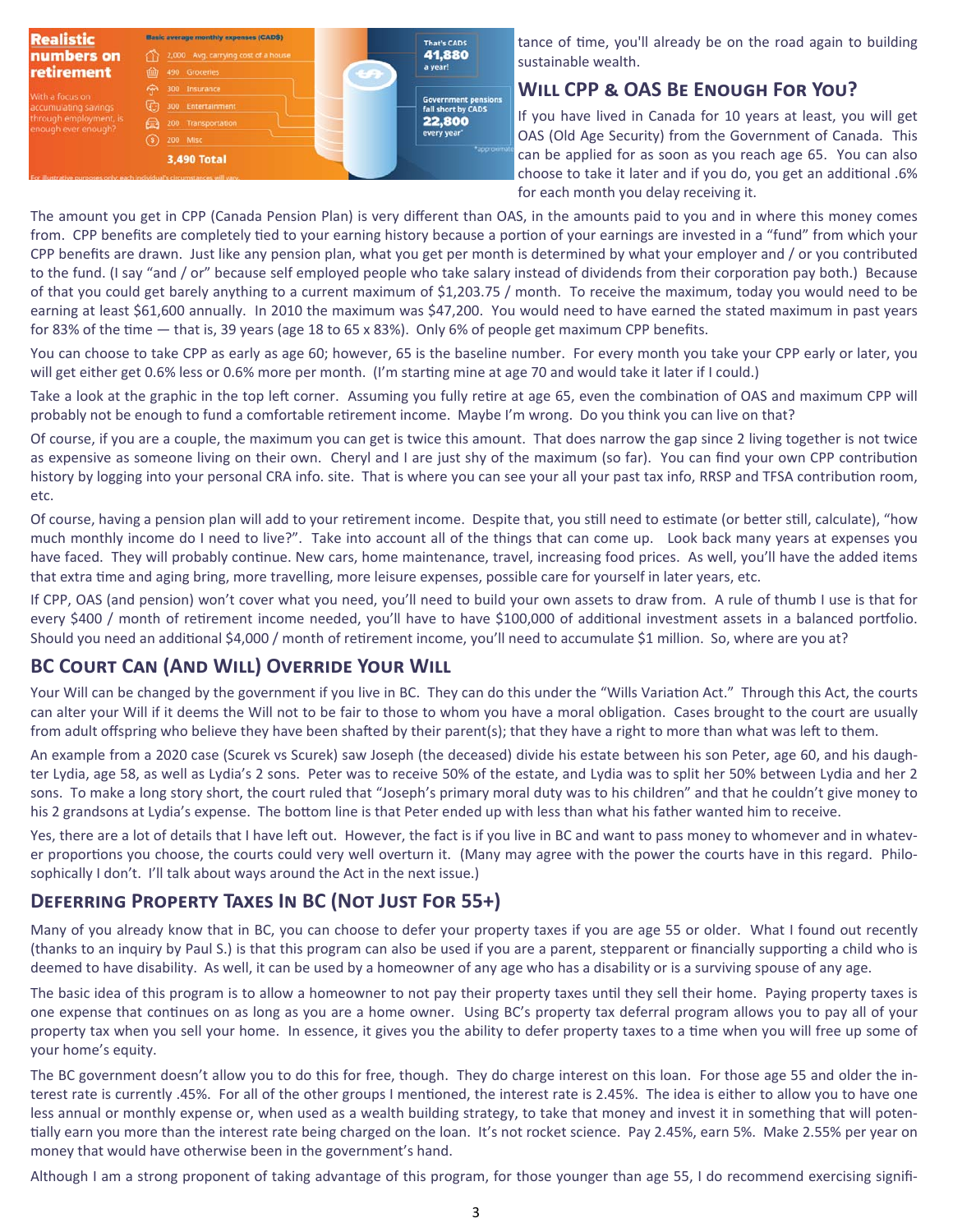**Realistic numbers on retirement**

With a focus on accumulating savings through employment, is enough ever enough?

Basic average monthly expenses (CAD$)

- 2,000 Avg. carrying cost of a house
- 490 Groceries
- 300 Insurance
- 300 Entertainment
- 200 Transportation
- 200 Misc

**3,490 Total**

That's CAD$ **41,880** a year!

Government pensions fall short by CAD$ **22,800** every year*

*approximate

For illustrative purposes only; each individual's circumstances will vary.

tance of time, you'll already be on the road again to building sustainable wealth.

## Will CPP & OAS Be Enough For You?

If you have lived in Canada for 10 years at least, you will get OAS (Old Age Security) from the Government of Canada. This can be applied for as soon as you reach age 65. You can also choose to take it later and if you do, you get an additional .6% for each month you delay receiving it.

The amount you get in CPP (Canada Pension Plan) is very different than OAS, in the amounts paid to you and in where this money comes from. CPP benefits are completely tied to your earning history because a portion of your earnings are invested in a "fund" from which your CPP benefits are drawn. Just like any pension plan, what you get per month is determined by what your employer and / or you contributed to the fund. (I say "and / or" because self employed people who take salary instead of dividends from their corporation pay both.) Because of that you could get barely anything to a current maximum of $1,203.75 / month. To receive the maximum, today you would need to be earning at least $61,600 annually. In 2010 the maximum was $47,200. You would need to have earned the stated maximum in past years for 83% of the time — that is, 39 years (age 18 to 65 x 83%). Only 6% of people get maximum CPP benefits.

You can choose to take CPP as early as age 60; however, 65 is the baseline number. For every month you take your CPP early or later, you will get either get 0.6% less or 0.6% more per month. (I'm starting mine at age 70 and would take it later if I could.)

Take a look at the graphic in the top left corner. Assuming you fully retire at age 65, even the combination of OAS and maximum CPP will probably not be enough to fund a comfortable retirement income. Maybe I'm wrong. Do you think you can live on that?

Of course, if you are a couple, the maximum you can get is twice this amount. That does narrow the gap since 2 living together is not twice as expensive as someone living on their own. Cheryl and I are just shy of the maximum (so far). You can find your own CPP contribution history by logging into your personal CRA info. site. That is where you can see your all your past tax info, RRSP and TFSA contribution room, etc.

Of course, having a pension plan will add to your retirement income. Despite that, you still need to estimate (or better still, calculate), "how much monthly income do I need to live?". Take into account all of the things that can come up. Look back many years at expenses you have faced. They will probably continue. New cars, home maintenance, travel, increasing food prices. As well, you'll have the added items that extra time and aging bring, more travelling, more leisure expenses, possible care for yourself in later years, etc.

If CPP, OAS (and pension) won't cover what you need, you'll need to build your own assets to draw from. A rule of thumb I use is that for every $400 / month of retirement income needed, you'll have to have $100,000 of additional investment assets in a balanced portfolio. Should you need an additional $4,000 / month of retirement income, you'll need to accumulate $1 million. So, where are you at?

## BC Court Can (And Will) Override Your Will

Your Will can be changed by the government if you live in BC. They can do this under the "Wills Variation Act." Through this Act, the courts can alter your Will if it deems the Will not to be fair to those to whom you have a moral obligation. Cases brought to the court are usually from adult offspring who believe they have been shafted by their parent(s); that they have a right to more than what was left to them.

An example from a 2020 case (Scurek vs Scurek) saw Joseph (the deceased) divide his estate between his son Peter, age 60, and his daughter Lydia, age 58, as well as Lydia's 2 sons. Peter was to receive 50% of the estate, and Lydia was to split her 50% between Lydia and her 2 sons. To make a long story short, the court ruled that "Joseph's primary moral duty was to his children" and that he couldn't give money to his 2 grandsons at Lydia's expense. The bottom line is that Peter ended up with less than what his father wanted him to receive.

Yes, there are a lot of details that I have left out. However, the fact is if you live in BC and want to pass money to whomever and in whatever proportions you choose, the courts could very well overturn it. (Many may agree with the power the courts have in this regard. Philosophically I don't. I'll talk about ways around the Act in the next issue.)

## Deferring Property Taxes In BC (Not Just For 55+)

Many of you already know that in BC, you can choose to defer your property taxes if you are age 55 or older. What I found out recently (thanks to an inquiry by Paul S.) is that this program can also be used if you are a parent, stepparent or financially supporting a child who is deemed to have disability. As well, it can be used by a homeowner of any age who has a disability or is a surviving spouse of any age.

The basic idea of this program is to allow a homeowner to not pay their property taxes until they sell their home. Paying property taxes is one expense that continues on as long as you are a home owner. Using BC's property tax deferral program allows you to pay all of your property tax when you sell your home. In essence, it gives you the ability to defer property taxes to a time when you will free up some of your home's equity.

The BC government doesn't allow you to do this for free, though. They do charge interest on this loan. For those age 55 and older the interest rate is currently .45%. For all of the other groups I mentioned, the interest rate is 2.45%. The idea is either to allow you to have one less annual or monthly expense or, when used as a wealth building strategy, to take that money and invest it in something that will potentially earn you more than the interest rate being charged on the loan. It's not rocket science. Pay 2.45%, earn 5%. Make 2.55% per year on money that would have otherwise been in the government's hand.

Although I am a strong proponent of taking advantage of this program, for those younger than age 55, I do recommend exercising signifi-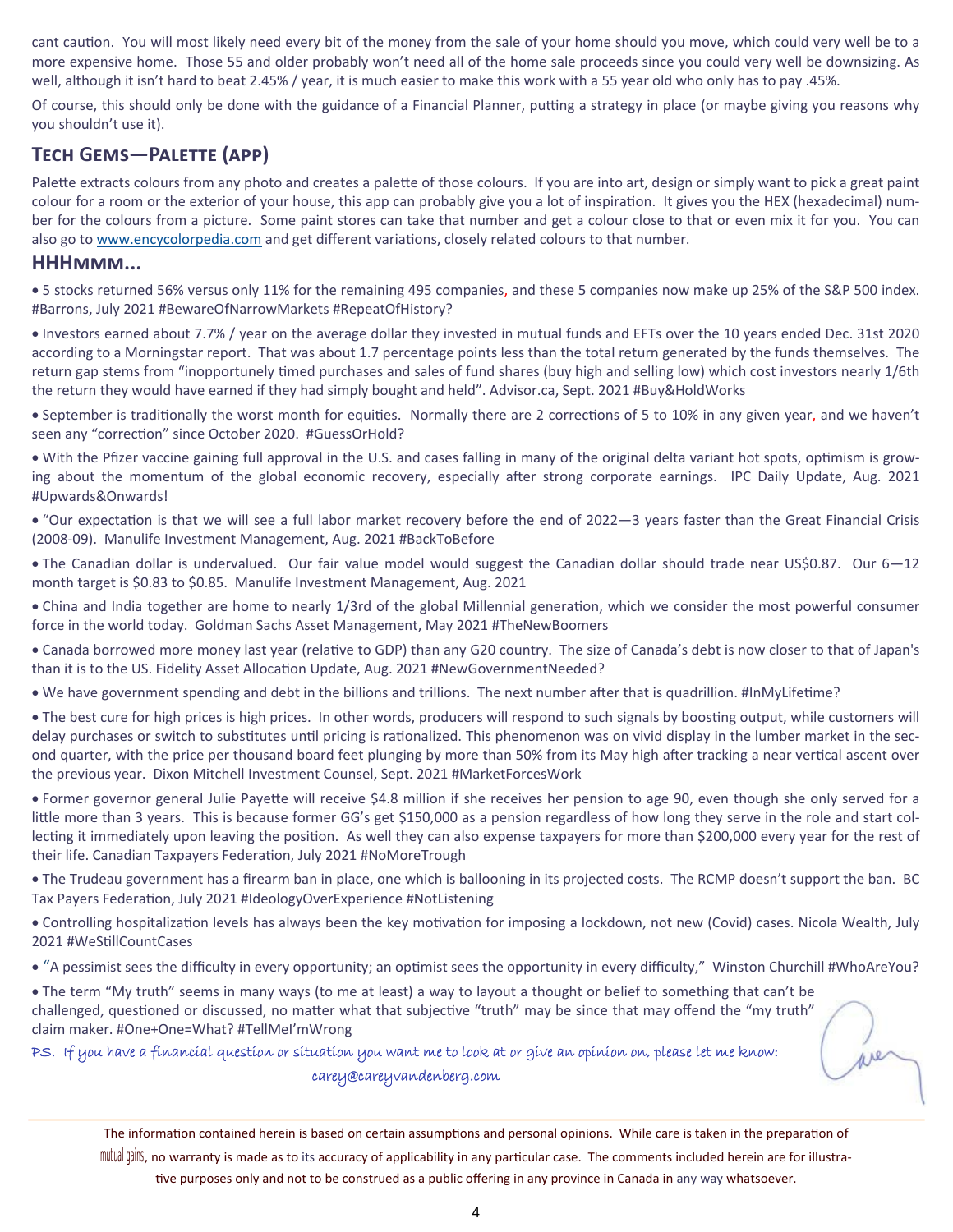cant caution. You will most likely need every bit of the money from the sale of your home should you move, which could very well be to a more expensive home. Those 55 and older probably won't need all of the home sale proceeds since you could very well be downsizing. As well, although it isn't hard to beat 2.45% / year, it is much easier to make this work with a 55 year old who only has to pay .45%.

Of course, this should only be done with the guidance of a Financial Planner, putting a strategy in place (or maybe giving you reasons why you shouldn't use it).

## Tech Gems—Palette (app)

Palette extracts colours from any photo and creates a palette of those colours. If you are into art, design or simply want to pick a great paint colour for a room or the exterior of your house, this app can probably give you a lot of inspiration. It gives you the HEX (hexadecimal) number for the colours from a picture. Some paint stores can take that number and get a colour close to that or even mix it for you. You can also go to www.encycolorpedia.com and get different variations, closely related colours to that number.

## HHHmmm...

- 5 stocks returned 56% versus only 11% for the remaining 495 companies, and these 5 companies now make up 25% of the S&P 500 index. #Barrons, July 2021 #BewareOfNarrowMarkets #RepeatOfHistory?
- Investors earned about 7.7% / year on the average dollar they invested in mutual funds and EFTs over the 10 years ended Dec. 31st 2020 according to a Morningstar report. That was about 1.7 percentage points less than the total return generated by the funds themselves. The return gap stems from "inopportunely timed purchases and sales of fund shares (buy high and selling low) which cost investors nearly 1/6th the return they would have earned if they had simply bought and held". Advisor.ca, Sept. 2021 #Buy&HoldWorks
- September is traditionally the worst month for equities. Normally there are 2 corrections of 5 to 10% in any given year, and we haven't seen any "correction" since October 2020. #GuessOrHold?
- With the Pfizer vaccine gaining full approval in the U.S. and cases falling in many of the original delta variant hot spots, optimism is growing about the momentum of the global economic recovery, especially after strong corporate earnings. IPC Daily Update, Aug. 2021 #Upwards&Onwards!
- "Our expectation is that we will see a full labor market recovery before the end of 2022—3 years faster than the Great Financial Crisis (2008-09). Manulife Investment Management, Aug. 2021 #BackToBefore
- The Canadian dollar is undervalued. Our fair value model would suggest the Canadian dollar should trade near US$0.87. Our 6—12 month target is $0.83 to $0.85. Manulife Investment Management, Aug. 2021
- China and India together are home to nearly 1/3rd of the global Millennial generation, which we consider the most powerful consumer force in the world today. Goldman Sachs Asset Management, May 2021 #TheNewBoomers
- Canada borrowed more money last year (relative to GDP) than any G20 country. The size of Canada's debt is now closer to that of Japan's than it is to the US. Fidelity Asset Allocation Update, Aug. 2021 #NewGovernmentNeeded?
- We have government spending and debt in the billions and trillions. The next number after that is quadrillion. #InMyLifetime?
- The best cure for high prices is high prices. In other words, producers will respond to such signals by boosting output, while customers will delay purchases or switch to substitutes until pricing is rationalized. This phenomenon was on vivid display in the lumber market in the second quarter, with the price per thousand board feet plunging by more than 50% from its May high after tracking a near vertical ascent over the previous year. Dixon Mitchell Investment Counsel, Sept. 2021 #MarketForcesWork
- Former governor general Julie Payette will receive $4.8 million if she receives her pension to age 90, even though she only served for a little more than 3 years. This is because former GG's get $150,000 as a pension regardless of how long they serve in the role and start collecting it immediately upon leaving the position. As well they can also expense taxpayers for more than $200,000 every year for the rest of their life. Canadian Taxpayers Federation, July 2021 #NoMoreTrough
- The Trudeau government has a firearm ban in place, one which is ballooning in its projected costs. The RCMP doesn't support the ban. BC Tax Payers Federation, July 2021 #IdeologyOverExperience #NotListening
- Controlling hospitalization levels has always been the key motivation for imposing a lockdown, not new (Covid) cases. Nicola Wealth, July 2021 #WeStillCountCases
- "A pessimist sees the difficulty in every opportunity; an optimist sees the opportunity in every difficulty," Winston Churchill #WhoAreYou?
- The term "My truth" seems in many ways (to me at least) a way to layout a thought or belief to something that can't be challenged, questioned or discussed, no matter what that subjective "truth" may be since that may offend the "my truth" claim maker. #One+One=What? #TellMeI'mWrong

*P.S. If you have a financial question or situation you want me to look at or give an opinion on, please let me know: carey@careyvandenberg.com*

Carey

The information contained herein is based on certain assumptions and personal opinions. While care is taken in the preparation of mutual gains, no warranty is made as to its accuracy of applicability in any particular case. The comments included herein are for illustrative purposes only and not to be construed as a public offering in any province in Canada in any way whatsoever.